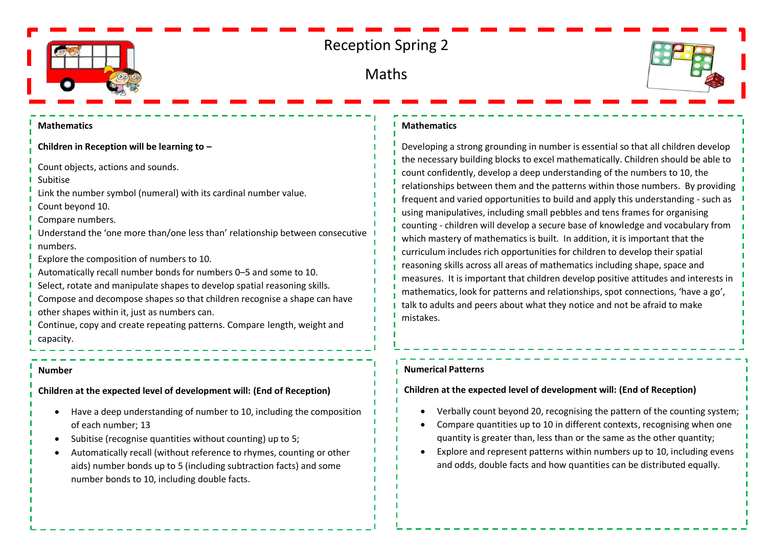# Reception Spring 2

## Maths

### Mathematics

**Children in Reception will be learning to –**

Count objects, actions and sounds.
Subitise
Link the number symbol (numeral) with its cardinal number value.
Count beyond 10.
Compare numbers.
Understand the 'one more than/one less than' relationship between consecutive numbers.
Explore the composition of numbers to 10.
Automatically recall number bonds for numbers 0–5 and some to 10.
Select, rotate and manipulate shapes to develop spatial reasoning skills.
Compose and decompose shapes so that children recognise a shape can have other shapes within it, just as numbers can.
Continue, copy and create repeating patterns. Compare length, weight and capacity.

### Mathematics

Developing a strong grounding in number is essential so that all children develop the necessary building blocks to excel mathematically. Children should be able to count confidently, develop a deep understanding of the numbers to 10, the relationships between them and the patterns within those numbers. By providing frequent and varied opportunities to build and apply this understanding - such as using manipulatives, including small pebbles and tens frames for organising counting - children will develop a secure base of knowledge and vocabulary from which mastery of mathematics is built. In addition, it is important that the curriculum includes rich opportunities for children to develop their spatial reasoning skills across all areas of mathematics including shape, space and measures. It is important that children develop positive attitudes and interests in mathematics, look for patterns and relationships, spot connections, 'have a go', talk to adults and peers about what they notice and not be afraid to make mistakes.

### Number

**Children at the expected level of development will: (End of Reception)**

- Have a deep understanding of number to 10, including the composition of each number; 13
- Subitise (recognise quantities without counting) up to 5;
- Automatically recall (without reference to rhymes, counting or other aids) number bonds up to 5 (including subtraction facts) and some number bonds to 10, including double facts.

### Numerical Patterns

**Children at the expected level of development will: (End of Reception)**

- Verbally count beyond 20, recognising the pattern of the counting system;
- Compare quantities up to 10 in different contexts, recognising when one quantity is greater than, less than or the same as the other quantity;
- Explore and represent patterns within numbers up to 10, including evens and odds, double facts and how quantities can be distributed equally.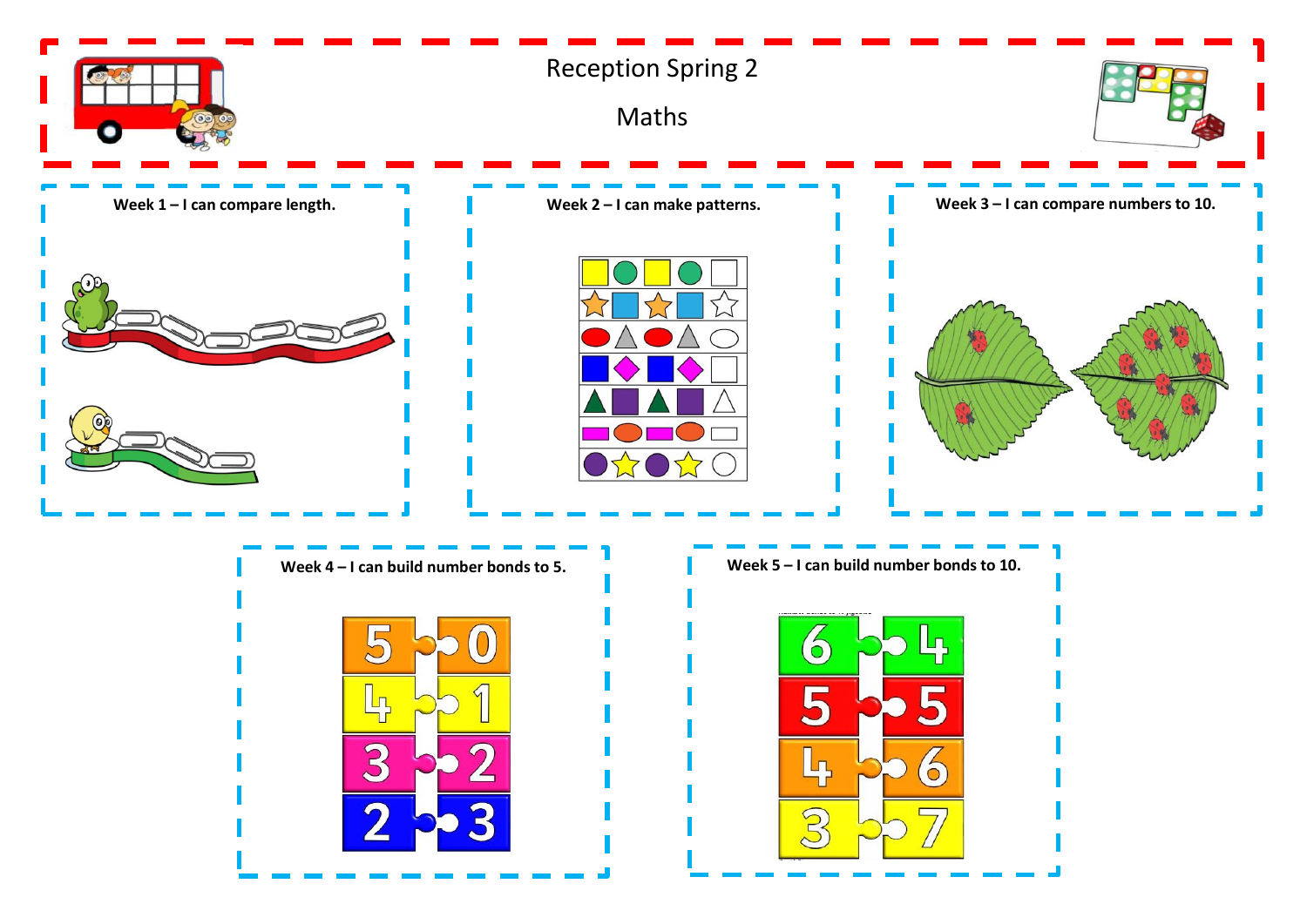# Reception Spring 2

## Maths

**Week 1 – I can compare length.**

**Week 2 – I can make patterns.**

**Week 3 – I can compare numbers to 10.**

**Week 4 – I can build number bonds to 5.**

5 0

4 1

3 2

2 3

**Week 5 – I can build number bonds to 10.**

6 4

5 5

4 6

3 7